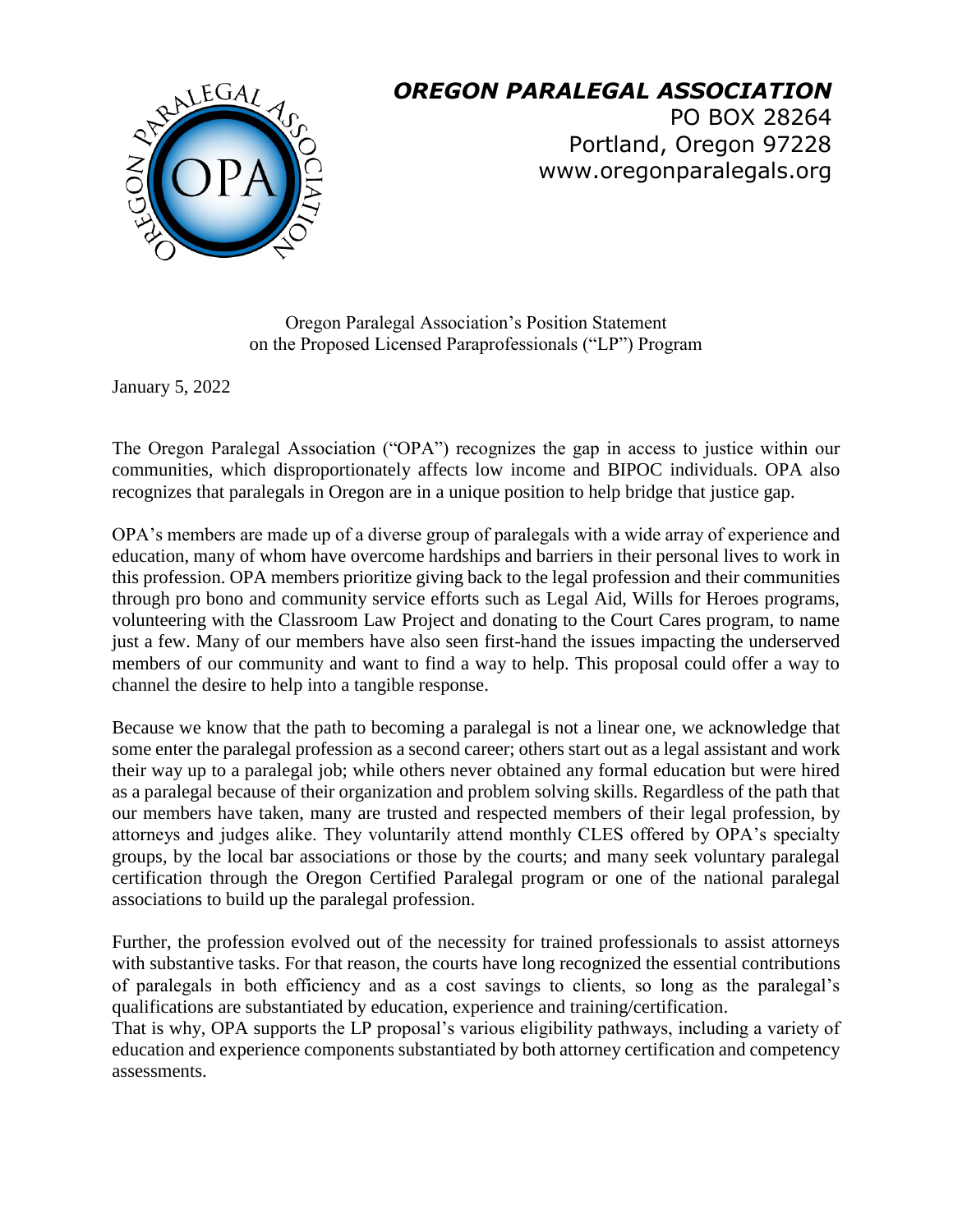## *OREGON PARALEGAL ASSOCIATION*

PO BOX 28264
Portland, Oregon 97228
www.oregonparalegals.org

Oregon Paralegal Association's Position Statement
on the Proposed Licensed Paraprofessionals ("LP") Program

January 5, 2022

The Oregon Paralegal Association ("OPA") recognizes the gap in access to justice within our communities, which disproportionately affects low income and BIPOC individuals. OPA also recognizes that paralegals in Oregon are in a unique position to help bridge that justice gap.

OPA's members are made up of a diverse group of paralegals with a wide array of experience and education, many of whom have overcome hardships and barriers in their personal lives to work in this profession. OPA members prioritize giving back to the legal profession and their communities through pro bono and community service efforts such as Legal Aid, Wills for Heroes programs, volunteering with the Classroom Law Project and donating to the Court Cares program, to name just a few. Many of our members have also seen first-hand the issues impacting the underserved members of our community and want to find a way to help. This proposal could offer a way to channel the desire to help into a tangible response.

Because we know that the path to becoming a paralegal is not a linear one, we acknowledge that some enter the paralegal profession as a second career; others start out as a legal assistant and work their way up to a paralegal job; while others never obtained any formal education but were hired as a paralegal because of their organization and problem solving skills. Regardless of the path that our members have taken, many are trusted and respected members of their legal profession, by attorneys and judges alike. They voluntarily attend monthly CLES offered by OPA's specialty groups, by the local bar associations or those by the courts; and many seek voluntary paralegal certification through the Oregon Certified Paralegal program or one of the national paralegal associations to build up the paralegal profession.

Further, the profession evolved out of the necessity for trained professionals to assist attorneys with substantive tasks. For that reason, the courts have long recognized the essential contributions of paralegals in both efficiency and as a cost savings to clients, so long as the paralegal's qualifications are substantiated by education, experience and training/certification.
That is why, OPA supports the LP proposal's various eligibility pathways, including a variety of education and experience components substantiated by both attorney certification and competency assessments.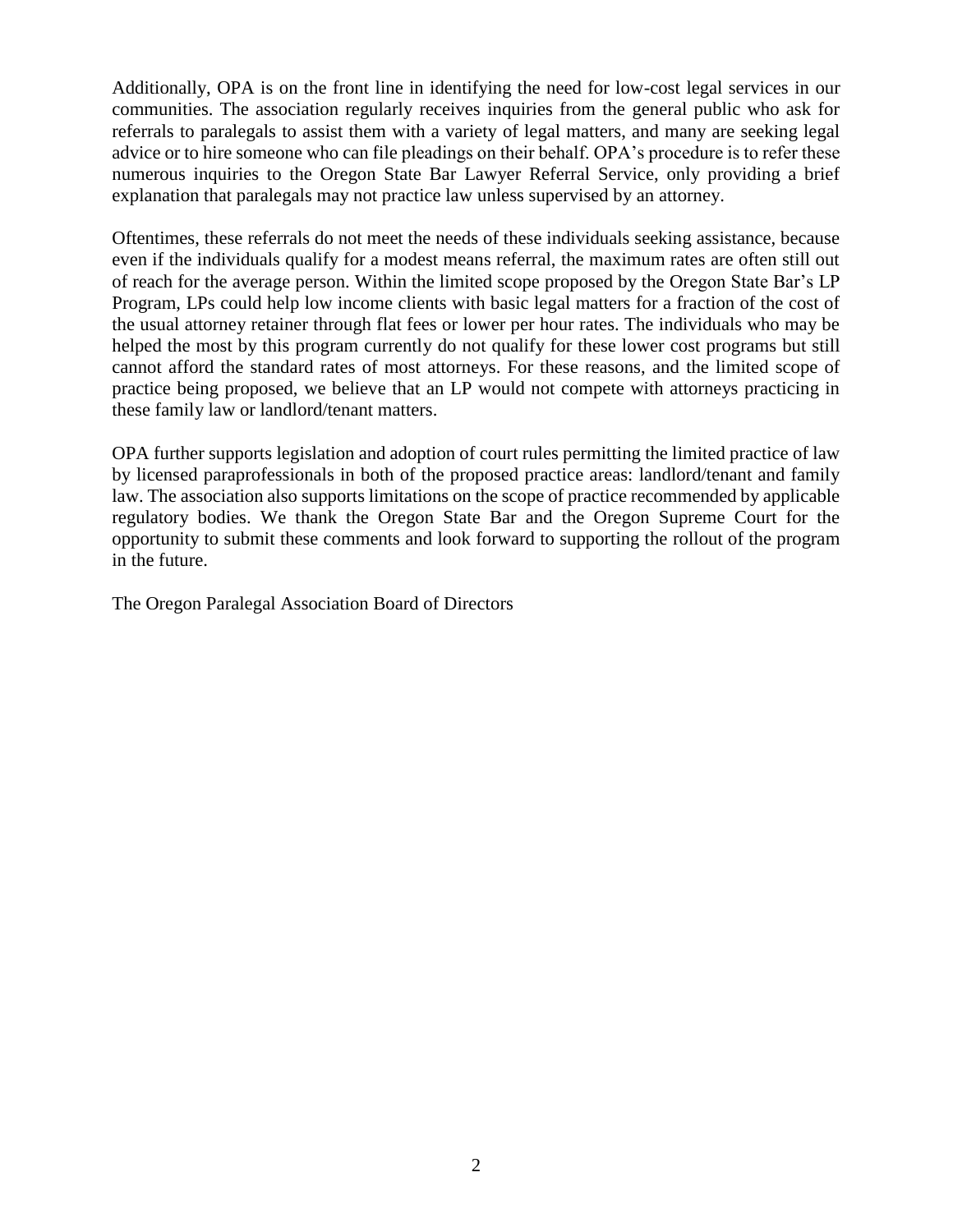Additionally, OPA is on the front line in identifying the need for low-cost legal services in our communities. The association regularly receives inquiries from the general public who ask for referrals to paralegals to assist them with a variety of legal matters, and many are seeking legal advice or to hire someone who can file pleadings on their behalf. OPA's procedure is to refer these numerous inquiries to the Oregon State Bar Lawyer Referral Service, only providing a brief explanation that paralegals may not practice law unless supervised by an attorney.

Oftentimes, these referrals do not meet the needs of these individuals seeking assistance, because even if the individuals qualify for a modest means referral, the maximum rates are often still out of reach for the average person. Within the limited scope proposed by the Oregon State Bar's LP Program, LPs could help low income clients with basic legal matters for a fraction of the cost of the usual attorney retainer through flat fees or lower per hour rates. The individuals who may be helped the most by this program currently do not qualify for these lower cost programs but still cannot afford the standard rates of most attorneys. For these reasons, and the limited scope of practice being proposed, we believe that an LP would not compete with attorneys practicing in these family law or landlord/tenant matters.

OPA further supports legislation and adoption of court rules permitting the limited practice of law by licensed paraprofessionals in both of the proposed practice areas: landlord/tenant and family law. The association also supports limitations on the scope of practice recommended by applicable regulatory bodies. We thank the Oregon State Bar and the Oregon Supreme Court for the opportunity to submit these comments and look forward to supporting the rollout of the program in the future.

The Oregon Paralegal Association Board of Directors